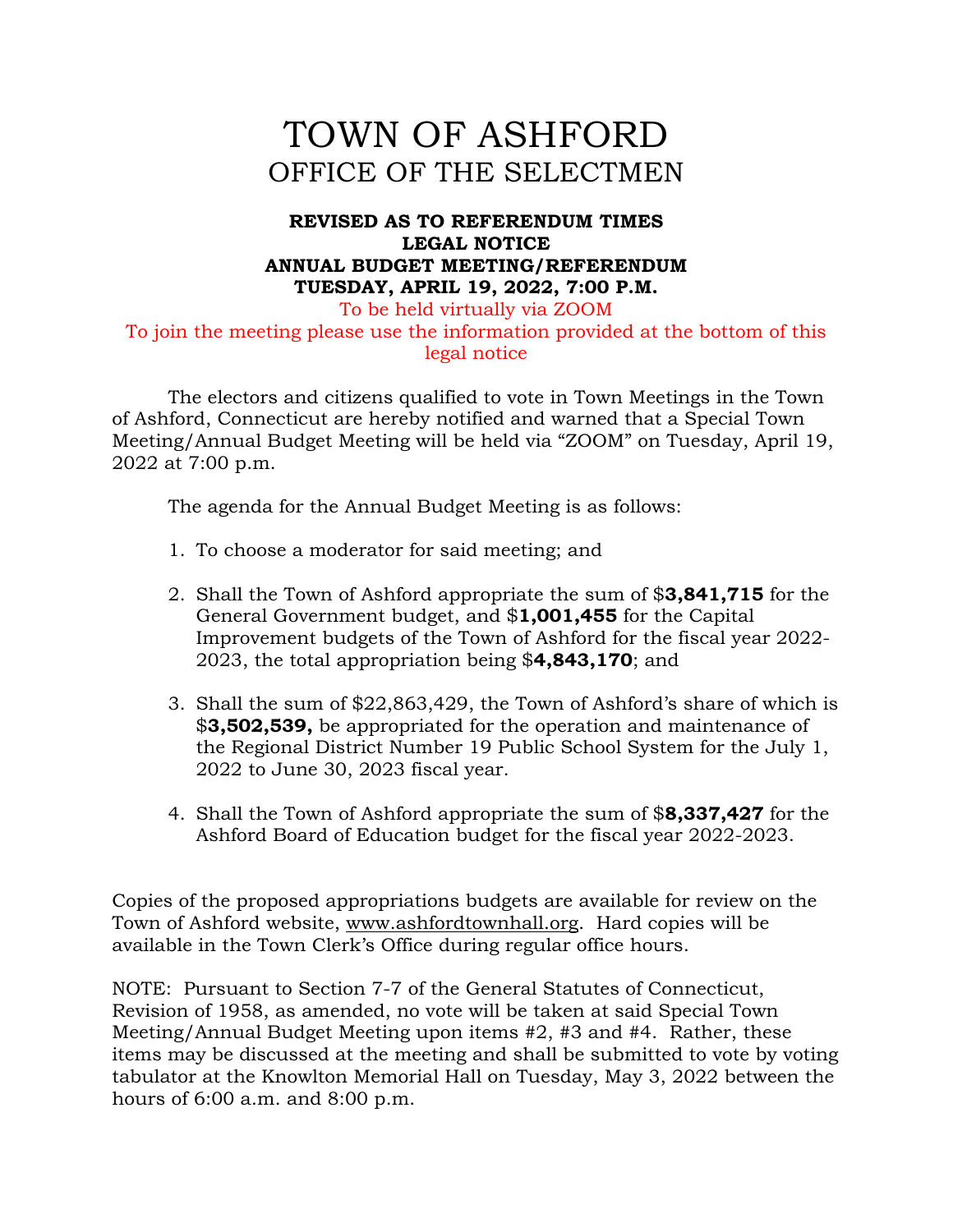# TOWN OF ASHFORD
## OFFICE OF THE SELECTMEN

**REVISED AS TO REFERENDUM TIMES**
**LEGAL NOTICE**
**ANNUAL BUDGET MEETING/REFERENDUM**
**TUESDAY, APRIL 19, 2022, 7:00 P.M.**

To be held virtually via ZOOM
To join the meeting please use the information provided at the bottom of this legal notice

The electors and citizens qualified to vote in Town Meetings in the Town of Ashford, Connecticut are hereby notified and warned that a Special Town Meeting/Annual Budget Meeting will be held via "ZOOM" on Tuesday, April 19, 2022 at 7:00 p.m.

The agenda for the Annual Budget Meeting is as follows:

1. To choose a moderator for said meeting; and

2. Shall the Town of Ashford appropriate the sum of $**3,841,715** for the General Government budget, and $**1,001,455** for the Capital Improvement budgets of the Town of Ashford for the fiscal year 2022-2023, the total appropriation being $**4,843,170**; and

3. Shall the sum of $22,863,429, the Town of Ashford's share of which is $**3,502,539,** be appropriated for the operation and maintenance of the Regional District Number 19 Public School System for the July 1, 2022 to June 30, 2023 fiscal year.

4. Shall the Town of Ashford appropriate the sum of $**8,337,427** for the Ashford Board of Education budget for the fiscal year 2022-2023.

Copies of the proposed appropriations budgets are available for review on the Town of Ashford website, www.ashfordtownhall.org. Hard copies will be available in the Town Clerk's Office during regular office hours.

NOTE: Pursuant to Section 7-7 of the General Statutes of Connecticut, Revision of 1958, as amended, no vote will be taken at said Special Town Meeting/Annual Budget Meeting upon items #2, #3 and #4. Rather, these items may be discussed at the meeting and shall be submitted to vote by voting tabulator at the Knowlton Memorial Hall on Tuesday, May 3, 2022 between the hours of 6:00 a.m. and 8:00 p.m.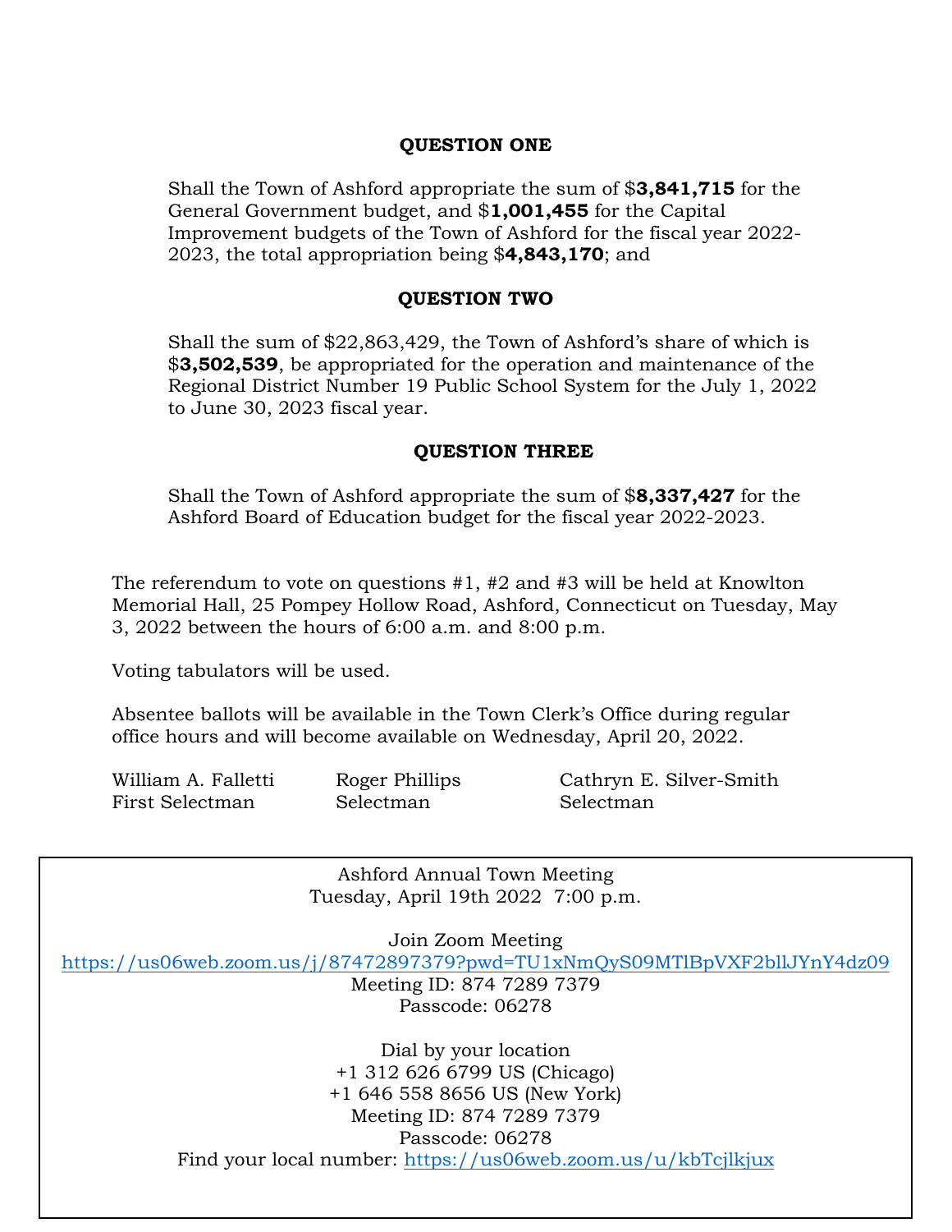### QUESTION ONE

Shall the Town of Ashford appropriate the sum of $**3,841,715** for the General Government budget, and $**1,001,455** for the Capital Improvement budgets of the Town of Ashford for the fiscal year 2022-2023, the total appropriation being $**4,843,170**; and

### QUESTION TWO

Shall the sum of $22,863,429, the Town of Ashford's share of which is $**3,502,539**, be appropriated for the operation and maintenance of the Regional District Number 19 Public School System for the July 1, 2022 to June 30, 2023 fiscal year.

### QUESTION THREE

Shall the Town of Ashford appropriate the sum of $**8,337,427** for the Ashford Board of Education budget for the fiscal year 2022-2023.

The referendum to vote on questions #1, #2 and #3 will be held at Knowlton Memorial Hall, 25 Pompey Hollow Road, Ashford, Connecticut on Tuesday, May 3, 2022 between the hours of 6:00 a.m. and 8:00 p.m.

Voting tabulators will be used.

Absentee ballots will be available in the Town Clerk's Office during regular office hours and will become available on Wednesday, April 20, 2022.

William A. Falletti
First Selectman

Roger Phillips
Selectman

Cathryn E. Silver-Smith
Selectman

---

Ashford Annual Town Meeting
Tuesday, April 19th 2022 7:00 p.m.

Join Zoom Meeting
https://us06web.zoom.us/j/87472897379?pwd=TU1xNmQyS09MTlBpVXF2bllJYnY4dz09
Meeting ID: 874 7289 7379
Passcode: 06278

Dial by your location
+1 312 626 6799 US (Chicago)
+1 646 558 8656 US (New York)
Meeting ID: 874 7289 7379
Passcode: 06278
Find your local number: https://us06web.zoom.us/u/kbTcjlkjux